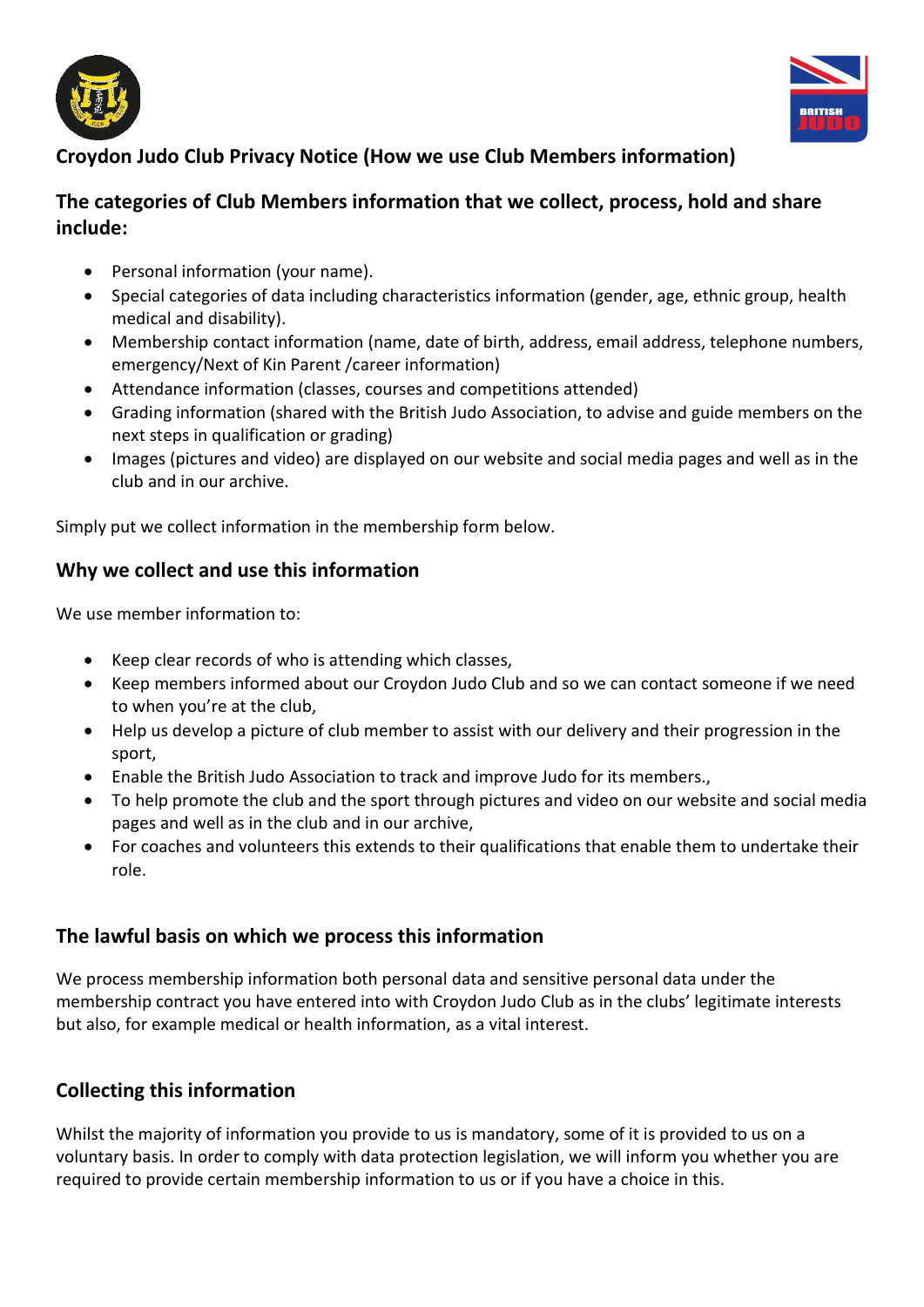## Croydon Judo Club Privacy Notice (How we use Club Members information)

### The categories of Club Members information that we collect, process, hold and share include:

- Personal information (your name).
- Special categories of data including characteristics information (gender, age, ethnic group, health medical and disability).
- Membership contact information (name, date of birth, address, email address, telephone numbers, emergency/Next of Kin Parent /career information)
- Attendance information (classes, courses and competitions attended)
- Grading information (shared with the British Judo Association, to advise and guide members on the next steps in qualification or grading)
- Images (pictures and video) are displayed on our website and social media pages and well as in the club and in our archive.

Simply put we collect information in the membership form below.

### Why we collect and use this information

We use member information to:

- Keep clear records of who is attending which classes,
- Keep members informed about our Croydon Judo Club and so we can contact someone if we need to when you're at the club,
- Help us develop a picture of club member to assist with our delivery and their progression in the sport,
- Enable the British Judo Association to track and improve Judo for its members.,
- To help promote the club and the sport through pictures and video on our website and social media pages and well as in the club and in our archive,
- For coaches and volunteers this extends to their qualifications that enable them to undertake their role.

### The lawful basis on which we process this information

We process membership information both personal data and sensitive personal data under the membership contract you have entered into with Croydon Judo Club as in the clubs' legitimate interests but also, for example medical or health information, as a vital interest.

### Collecting this information

Whilst the majority of information you provide to us is mandatory, some of it is provided to us on a voluntary basis. In order to comply with data protection legislation, we will inform you whether you are required to provide certain membership information to us or if you have a choice in this.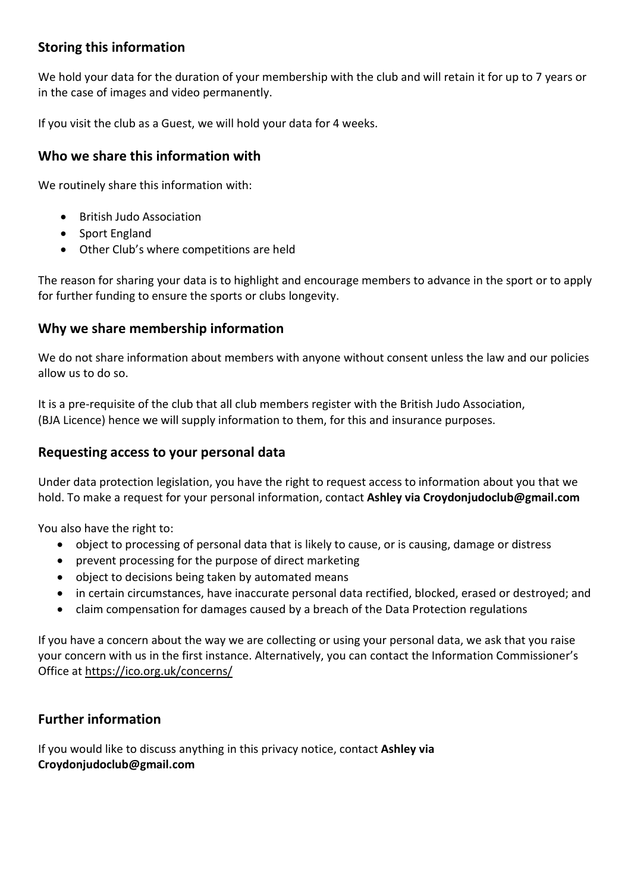## Storing this information

We hold your data for the duration of your membership with the club and will retain it for up to 7 years or in the case of images and video permanently.

If you visit the club as a Guest, we will hold your data for 4 weeks.

## Who we share this information with

We routinely share this information with:

- British Judo Association
- Sport England
- Other Club's where competitions are held

The reason for sharing your data is to highlight and encourage members to advance in the sport or to apply for further funding to ensure the sports or clubs longevity.

## Why we share membership information

We do not share information about members with anyone without consent unless the law and our policies allow us to do so.

It is a pre-requisite of the club that all club members register with the British Judo Association, (BJA Licence) hence we will supply information to them, for this and insurance purposes.

## Requesting access to your personal data

Under data protection legislation, you have the right to request access to information about you that we hold. To make a request for your personal information, contact **Ashley via Croydonjudoclub@gmail.com**

You also have the right to:

- object to processing of personal data that is likely to cause, or is causing, damage or distress
- prevent processing for the purpose of direct marketing
- object to decisions being taken by automated means
- in certain circumstances, have inaccurate personal data rectified, blocked, erased or destroyed; and
- claim compensation for damages caused by a breach of the Data Protection regulations

If you have a concern about the way we are collecting or using your personal data, we ask that you raise your concern with us in the first instance. Alternatively, you can contact the Information Commissioner's Office at https://ico.org.uk/concerns/

## Further information

If you would like to discuss anything in this privacy notice, contact **Ashley via Croydonjudoclub@gmail.com**